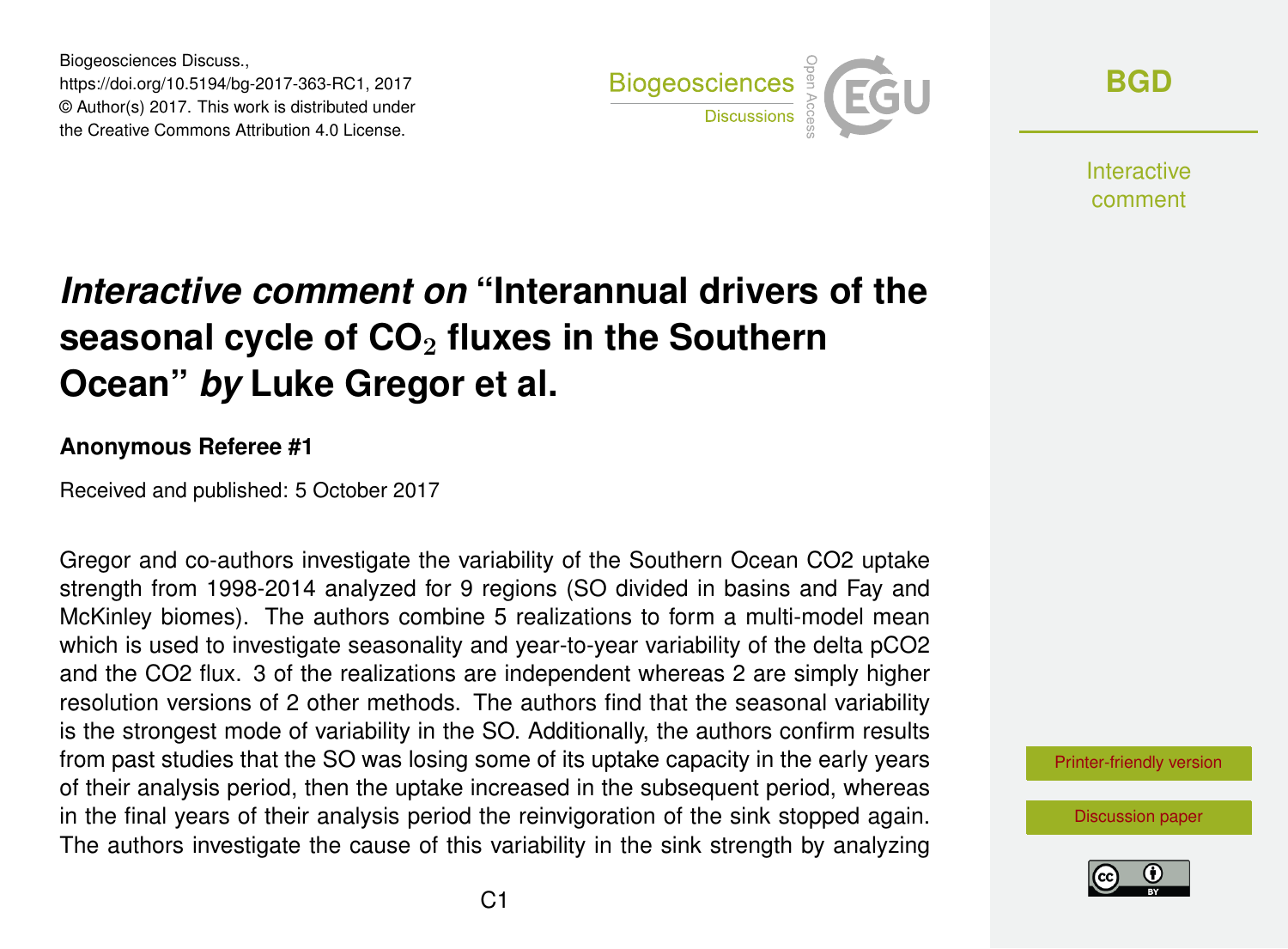Biogeosciences Discuss.,
https://doi.org/10.5194/bg-2017-363-RC1, 2017
© Author(s) 2017. This work is distributed under
the Creative Commons Attribution 4.0 License.

# *Interactive comment on* "Interannual drivers of the seasonal cycle of $CO_2$ fluxes in the Southern Ocean" *by* Luke Gregor et al.

### Anonymous Referee #1

Received and published: 5 October 2017

Gregor and co-authors investigate the variability of the Southern Ocean CO2 uptake strength from 1998-2014 analyzed for 9 regions (SO divided in basins and Fay and McKinley biomes). The authors combine 5 realizations to form a multi-model mean which is used to investigate seasonality and year-to-year variability of the delta pCO2 and the CO2 flux. 3 of the realizations are independent whereas 2 are simply higher resolution versions of 2 other methods. The authors find that the seasonal variability is the strongest mode of variability in the SO. Additionally, the authors confirm results from past studies that the SO was losing some of its uptake capacity in the early years of their analysis period, then the uptake increased in the subsequent period, whereas in the final years of their analysis period the reinvigoration of the sink stopped again. The authors investigate the cause of this variability in the sink strength by analyzing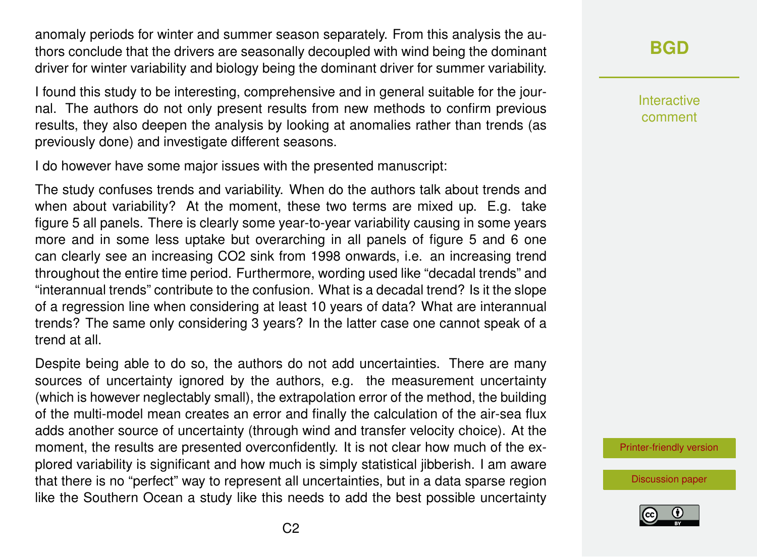anomaly periods for winter and summer season separately. From this analysis the authors conclude that the drivers are seasonally decoupled with wind being the dominant driver for winter variability and biology being the dominant driver for summer variability.

I found this study to be interesting, comprehensive and in general suitable for the journal. The authors do not only present results from new methods to confirm previous results, they also deepen the analysis by looking at anomalies rather than trends (as previously done) and investigate different seasons.

I do however have some major issues with the presented manuscript:

The study confuses trends and variability. When do the authors talk about trends and when about variability? At the moment, these two terms are mixed up. E.g. take figure 5 all panels. There is clearly some year-to-year variability causing in some years more and in some less uptake but overarching in all panels of figure 5 and 6 one can clearly see an increasing $CO_2$ sink from 1998 onwards, i.e. an increasing trend throughout the entire time period. Furthermore, wording used like “decadal trends” and “interannual trends” contribute to the confusion. What is a decadal trend? Is it the slope of a regression line when considering at least 10 years of data? What are interannual trends? The same only considering 3 years? In the latter case one cannot speak of a trend at all.

Despite being able to do so, the authors do not add uncertainties. There are many sources of uncertainty ignored by the authors, e.g. the measurement uncertainty (which is however neglectably small), the extrapolation error of the method, the building of the multi-model mean creates an error and finally the calculation of the air-sea flux adds another source of uncertainty (through wind and transfer velocity choice). At the moment, the results are presented overconfidently. It is not clear how much of the explored variability is significant and how much is simply statistical jibberish. I am aware that there is no “perfect” way to represent all uncertainties, but in a data sparse region like the Southern Ocean a study like this needs to add the best possible uncertainty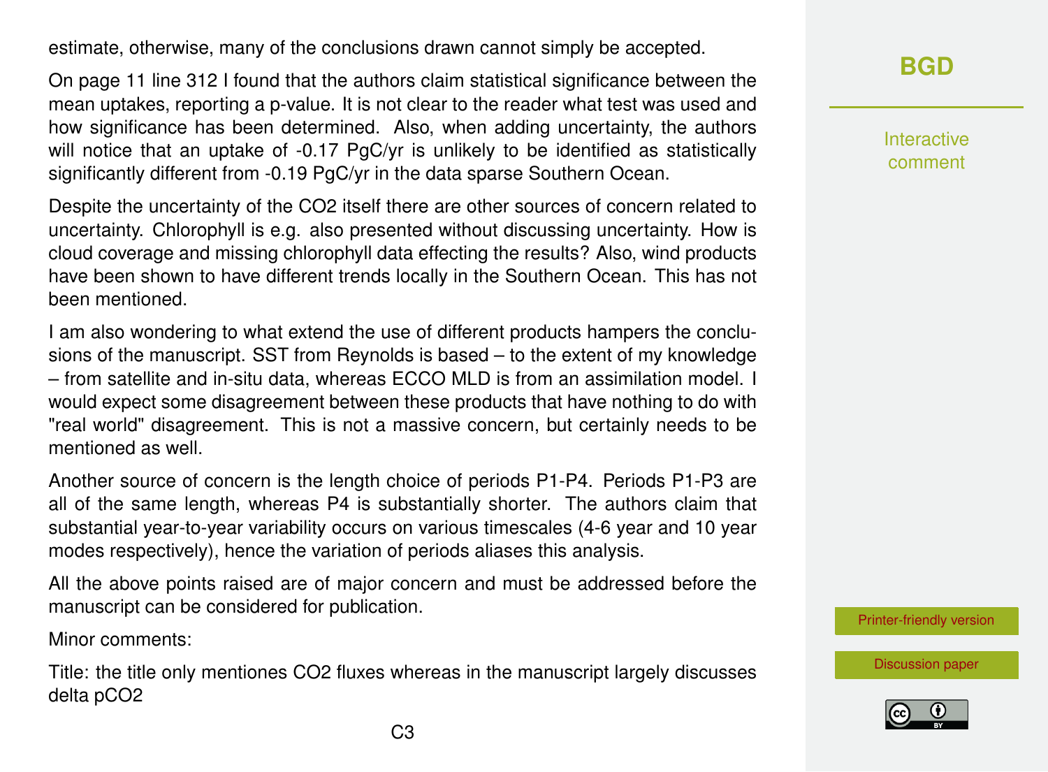estimate, otherwise, many of the conclusions drawn cannot simply be accepted.

On page 11 line 312 I found that the authors claim statistical significance between the mean uptakes, reporting a p-value. It is not clear to the reader what test was used and how significance has been determined. Also, when adding uncertainty, the authors will notice that an uptake of -0.17 PgC/yr is unlikely to be identified as statistically significantly different from -0.19 PgC/yr in the data sparse Southern Ocean.

Despite the uncertainty of the $CO_2$ itself there are other sources of concern related to uncertainty. Chlorophyll is e.g. also presented without discussing uncertainty. How is cloud coverage and missing chlorophyll data effecting the results? Also, wind products have been shown to have different trends locally in the Southern Ocean. This has not been mentioned.

I am also wondering to what extend the use of different products hampers the conclusions of the manuscript. SST from Reynolds is based – to the extent of my knowledge – from satellite and in-situ data, whereas ECCO MLD is from an assimilation model. I would expect some disagreement between these products that have nothing to do with "real world" disagreement. This is not a massive concern, but certainly needs to be mentioned as well.

Another source of concern is the length choice of periods P1-P4. Periods P1-P3 are all of the same length, whereas P4 is substantially shorter. The authors claim that substantial year-to-year variability occurs on various timescales (4-6 year and 10 year modes respectively), hence the variation of periods aliases this analysis.

All the above points raised are of major concern and must be addressed before the manuscript can be considered for publication.

Minor comments:

Title: the title only mentiones $CO_2$ fluxes whereas in the manuscript largely discusses delta $pCO_2$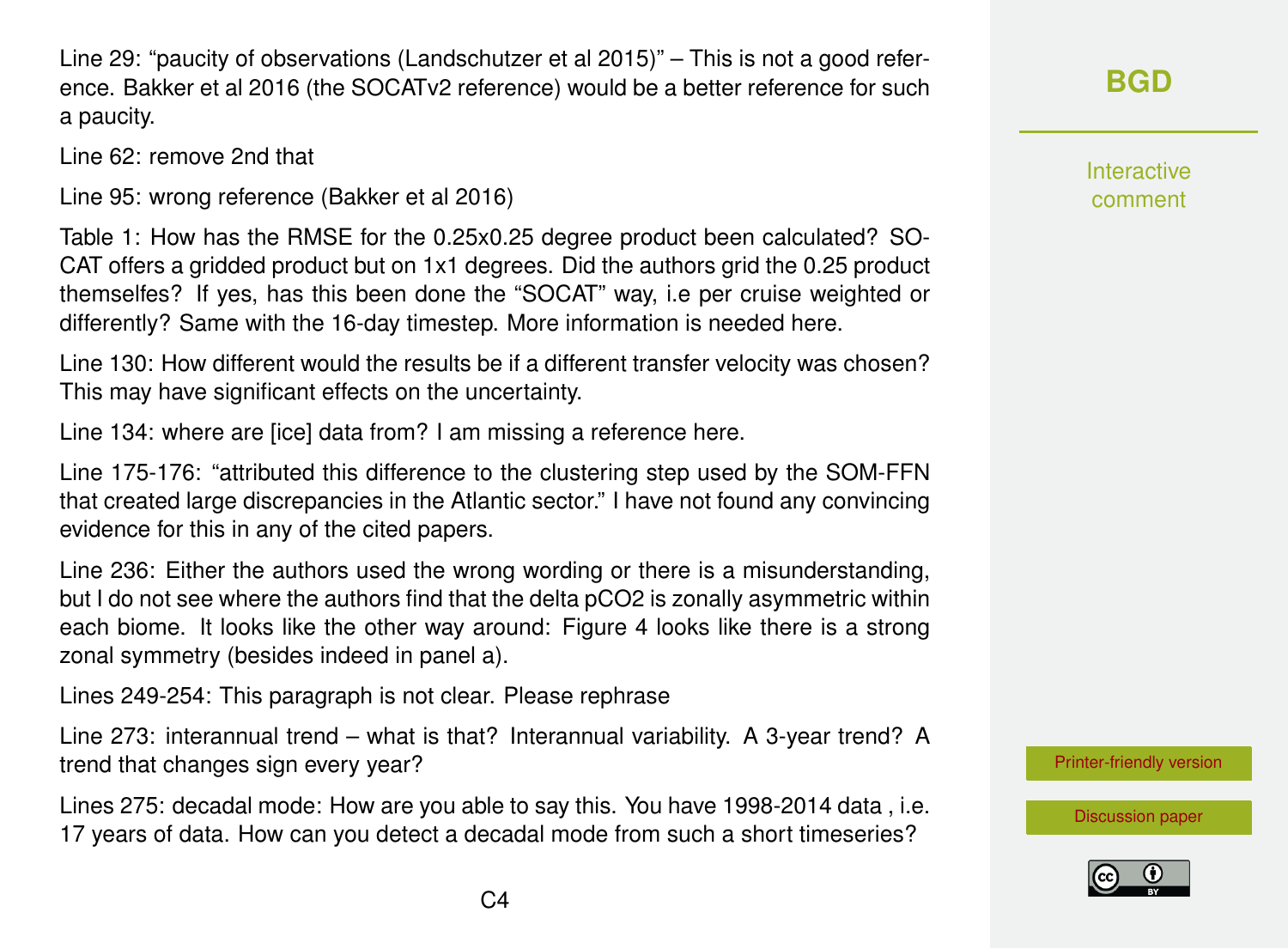Line 29: "paucity of observations (Landschutzer et al 2015)" – This is not a good reference. Bakker et al 2016 (the SOCATv2 reference) would be a better reference for such a paucity.

Line 62: remove 2nd that

Line 95: wrong reference (Bakker et al 2016)

Table 1: How has the RMSE for the 0.25x0.25 degree product been calculated? SOCAT offers a gridded product but on 1x1 degrees. Did the authors grid the 0.25 product themselfes? If yes, has this been done the "SOCAT" way, i.e per cruise weighted or differently? Same with the 16-day timestep. More information is needed here.

Line 130: How different would the results be if a different transfer velocity was chosen? This may have significant effects on the uncertainty.

Line 134: where are [ice] data from? I am missing a reference here.

Line 175-176: "attributed this difference to the clustering step used by the SOM-FFN that created large discrepancies in the Atlantic sector." I have not found any convincing evidence for this in any of the cited papers.

Line 236: Either the authors used the wrong wording or there is a misunderstanding, but I do not see where the authors find that the delta pCO2 is zonally asymmetric within each biome. It looks like the other way around: Figure 4 looks like there is a strong zonal symmetry (besides indeed in panel a).

Lines 249-254: This paragraph is not clear. Please rephrase

Line 273: interannual trend – what is that? Interannual variability. A 3-year trend? A trend that changes sign every year?

Lines 275: decadal mode: How are you able to say this. You have 1998-2014 data , i.e. 17 years of data. How can you detect a decadal mode from such a short timeseries?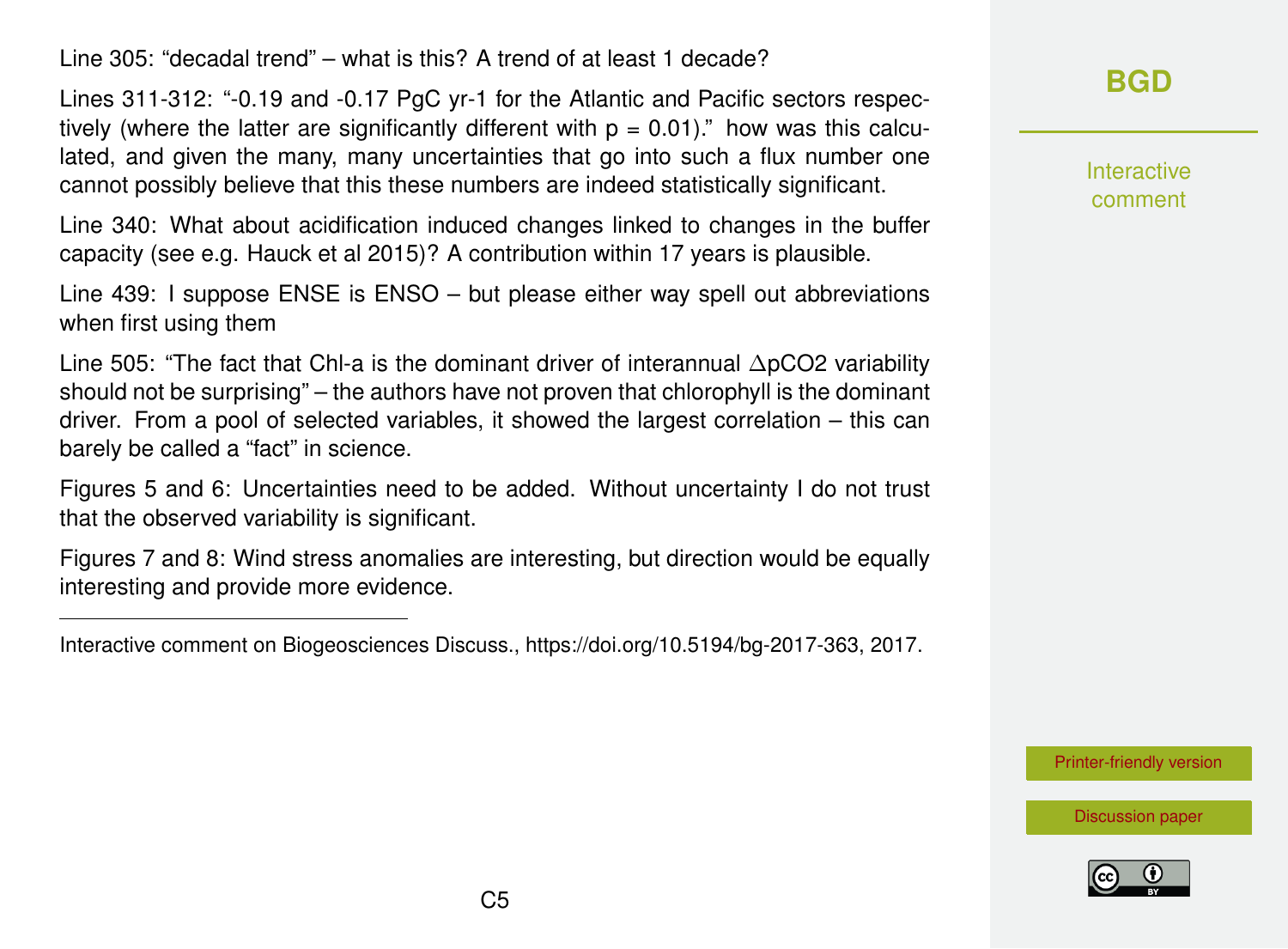Line 305: "decadal trend" – what is this? A trend of at least 1 decade?

Lines 311-312: "-0.19 and -0.17 PgC yr-1 for the Atlantic and Pacific sectors respectively (where the latter are significantly different with p = 0.01)." how was this calculated, and given the many, many uncertainties that go into such a flux number one cannot possibly believe that this these numbers are indeed statistically significant.

Line 340: What about acidification induced changes linked to changes in the buffer capacity (see e.g. Hauck et al 2015)? A contribution within 17 years is plausible.

Line 439: I suppose ENSE is ENSO – but please either way spell out abbreviations when first using them

Line 505: "The fact that Chl-a is the dominant driver of interannual $\Delta pCO_2$ variability should not be surprising" – the authors have not proven that chlorophyll is the dominant driver. From a pool of selected variables, it showed the largest correlation – this can barely be called a "fact" in science.

Figures 5 and 6: Uncertainties need to be added. Without uncertainty I do not trust that the observed variability is significant.

Figures 7 and 8: Wind stress anomalies are interesting, but direction would be equally interesting and provide more evidence.

---

Interactive comment on Biogeosciences Discuss., https://doi.org/10.5194/bg-2017-363, 2017.